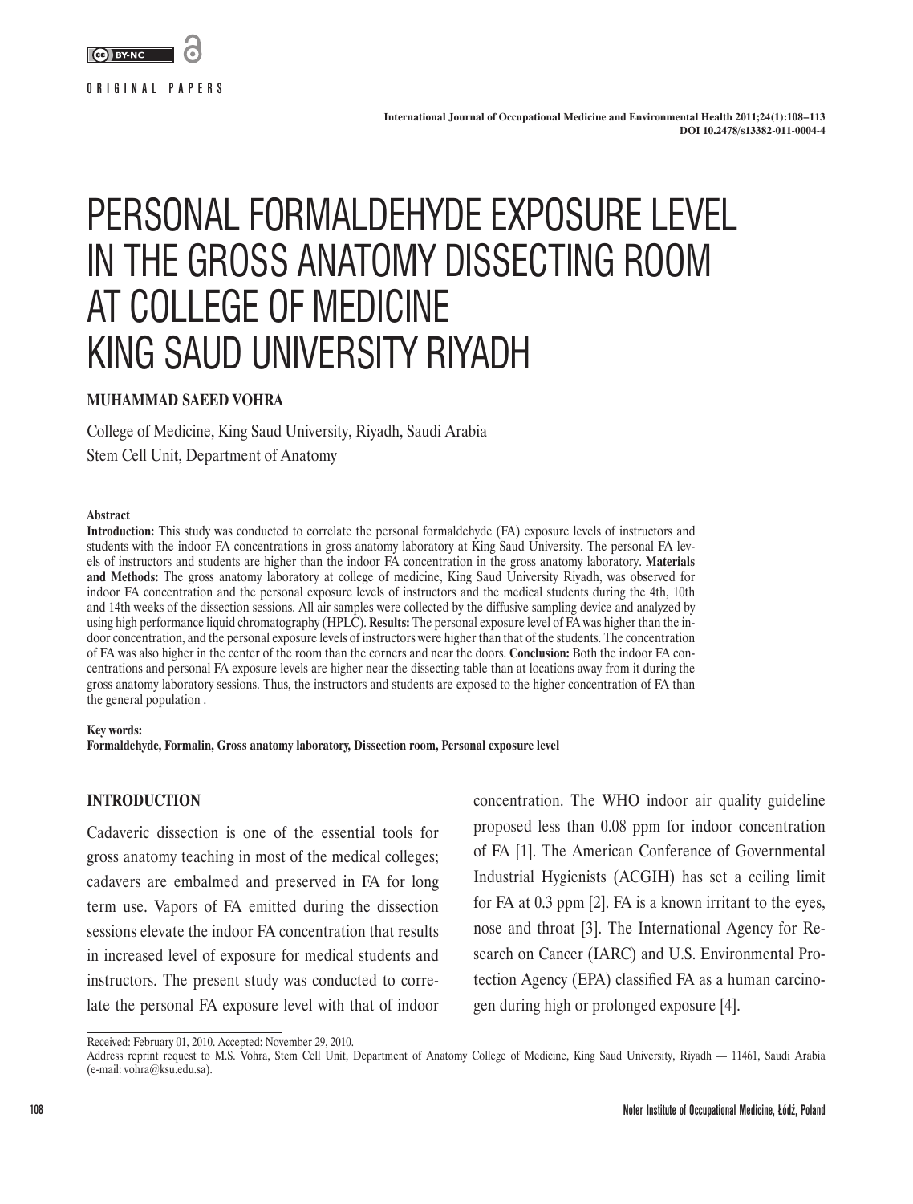ORIGINAL PAPERS

# PERSONAL FORMALDEHYDE EXPOSURE LEVEL IN THE GROSS ANATOMY DISSECTING ROOM AT COLLEGE OF MEDICINE KING SAUD UNIVERSITY RIYADH

**MUHAMMAD SAEED VOHRA**

College of Medicine, King Saud University, Riyadh, Saudi Arabia
Stem Cell Unit, Department of Anatomy

**Abstract**

**Introduction:** This study was conducted to correlate the personal formaldehyde (FA) exposure levels of instructors and students with the indoor FA concentrations in gross anatomy laboratory at King Saud University. The personal FA levels of instructors and students are higher than the indoor FA concentration in the gross anatomy laboratory. **Materials and Methods:** The gross anatomy laboratory at college of medicine, King Saud University Riyadh, was observed for indoor FA concentration and the personal exposure levels of instructors and the medical students during the 4th, 10th and 14th weeks of the dissection sessions. All air samples were collected by the diffusive sampling device and analyzed by using high performance liquid chromatography (HPLC). **Results:** The personal exposure level of FA was higher than the indoor concentration, and the personal exposure levels of instructors were higher than that of the students. The concentration of FA was also higher in the center of the room than the corners and near the doors. **Conclusion:** Both the indoor FA concentrations and personal FA exposure levels are higher near the dissecting table than at locations away from it during the gross anatomy laboratory sessions. Thus, the instructors and students are exposed to the higher concentration of FA than the general population .

**Key words:**
**Formaldehyde, Formalin, Gross anatomy laboratory, Dissection room, Personal exposure level**

## INTRODUCTION

Cadaveric dissection is one of the essential tools for gross anatomy teaching in most of the medical colleges; cadavers are embalmed and preserved in FA for long term use. Vapors of FA emitted during the dissection sessions elevate the indoor FA concentration that results in increased level of exposure for medical students and instructors. The present study was conducted to correlate the personal FA exposure level with that of indoor concentration. The WHO indoor air quality guideline proposed less than 0.08 ppm for indoor concentration of FA [1]. The American Conference of Governmental Industrial Hygienists (ACGIH) has set a ceiling limit for FA at 0.3 ppm [2]. FA is a known irritant to the eyes, nose and throat [3]. The International Agency for Research on Cancer (IARC) and U.S. Environmental Protection Agency (EPA) classified FA as a human carcinogen during high or prolonged exposure [4].

Received: February 01, 2010. Accepted: November 29, 2010.
Address reprint request to M.S. Vohra, Stem Cell Unit, Department of Anatomy College of Medicine, King Saud University, Riyadh — 11461, Saudi Arabia (e-mail: vohra@ksu.edu.sa).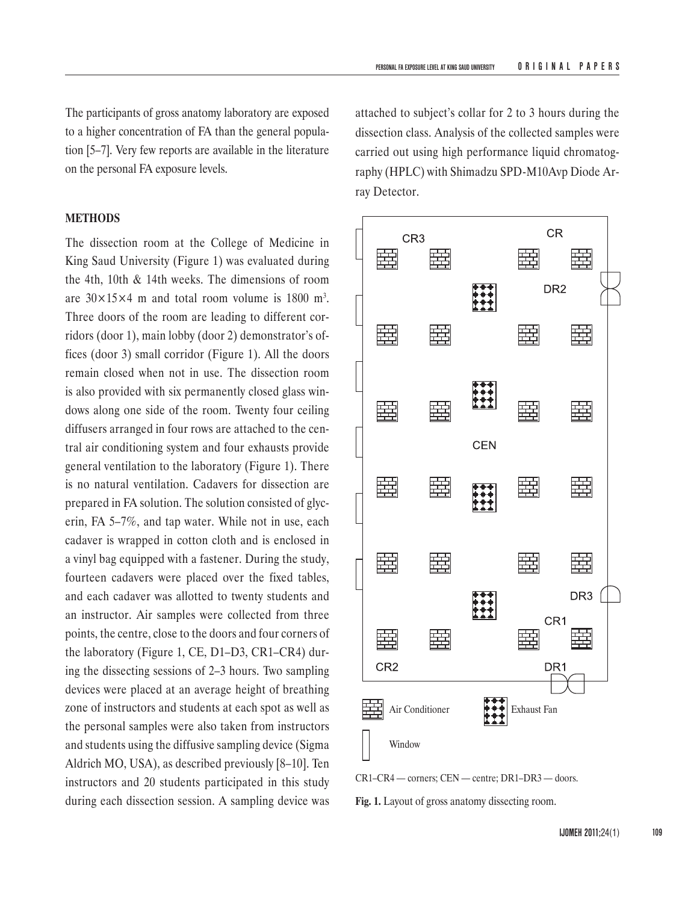The participants of gross anatomy laboratory are exposed to a higher concentration of FA than the general population [5–7]. Very few reports are available in the literature on the personal FA exposure levels.

## METHODS

The dissection room at the College of Medicine in King Saud University (Figure 1) was evaluated during the 4th, 10th & 14th weeks. The dimensions of room are 30×15×4 m and total room volume is 1800 $m^3$. Three doors of the room are leading to different corridors (door 1), main lobby (door 2) demonstrator's offices (door 3) small corridor (Figure 1). All the doors remain closed when not in use. The dissection room is also provided with six permanently closed glass windows along one side of the room. Twenty four ceiling diffusers arranged in four rows are attached to the central air conditioning system and four exhausts provide general ventilation to the laboratory (Figure 1). There is no natural ventilation. Cadavers for dissection are prepared in FA solution. The solution consisted of glycerin, FA 5–7%, and tap water. While not in use, each cadaver is wrapped in cotton cloth and is enclosed in a vinyl bag equipped with a fastener. During the study, fourteen cadavers were placed over the fixed tables, and each cadaver was allotted to twenty students and an instructor. Air samples were collected from three points, the centre, close to the doors and four corners of the laboratory (Figure 1, CE, D1–D3, CR1–CR4) during the dissecting sessions of 2–3 hours. Two sampling devices were placed at an average height of breathing zone of instructors and students at each spot as well as the personal samples were also taken from instructors and students using the diffusive sampling device (Sigma Aldrich MO, USA), as described previously [8–10]. Ten instructors and 20 students participated in this study during each dissection session. A sampling device was attached to subject's collar for 2 to 3 hours during the dissection class. Analysis of the collected samples were carried out using high performance liquid chromatography (HPLC) with Shimadzu SPD-M10Avp Diode Array Detector.

CR1–CR4 — corners; CEN — centre; DR1–DR3 — doors.

**Fig. 1.** Layout of gross anatomy dissecting room.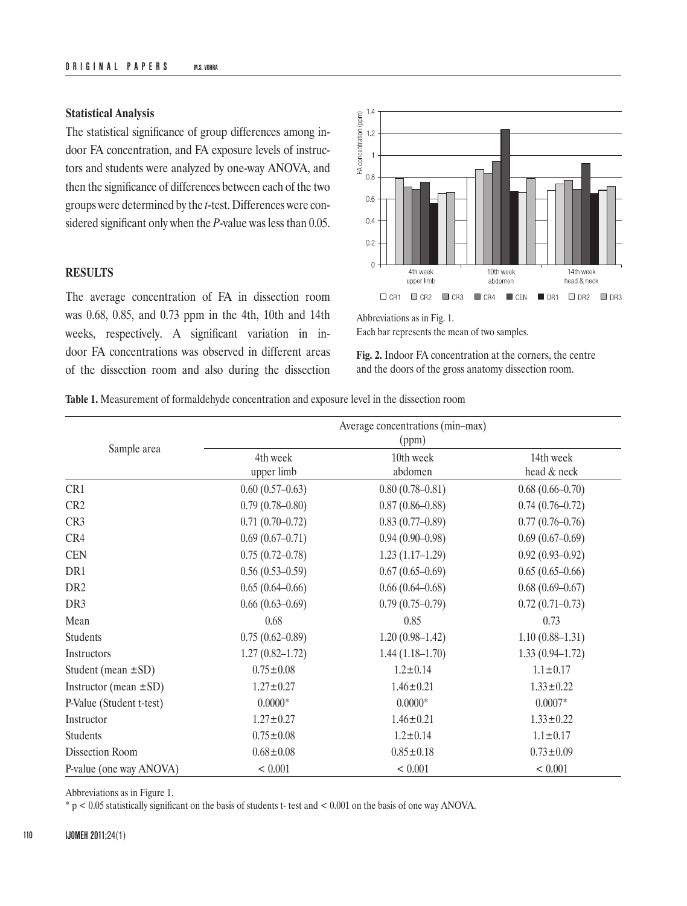### Statistical Analysis

The statistical significance of group differences among indoor FA concentration, and FA exposure levels of instructors and students were analyzed by one-way ANOVA, and then the significance of differences between each of the two groups were determined by the *t*-test. Differences were considered significant only when the *P*-value was less than 0.05.

### RESULTS

The average concentration of FA in dissection room was 0.68, 0.85, and 0.73 ppm in the 4th, 10th and 14th weeks, respectively. A significant variation in indoor FA concentrations was observed in different areas of the dissection room and also during the dissection

Abbreviations as in Fig. 1.
Each bar represents the mean of two samples.

**Fig. 2.** Indoor FA concentration at the corners, the centre and the doors of the gross anatomy dissection room.

**Table 1.** Measurement of formaldehyde concentration and exposure level in the dissection room

| Sample area | Average concentrations (min–max) (ppm) | | |
|---|---|---|---|
| | 4th week upper limb | 10th week abdomen | 14th week head & neck |
| CR1 | 0.60 (0.57–0.63) | 0.80 (0.78–0.81) | 0.68 (0.66–0.70) |
| CR2 | 0.79 (0.78–0.80) | 0.87 (0.86–0.88) | 0.74 (0.76–0.72) |
| CR3 | 0.71 (0.70–0.72) | 0.83 (0.77–0.89) | 0.77 (0.76–0.76) |
| CR4 | 0.69 (0.67–0.71) | 0.94 (0.90–0.98) | 0.69 (0.67–0.69) |
| CEN | 0.75 (0.72–0.78) | 1.23 (1.17–1.29) | 0.92 (0.93–0.92) |
| DR1 | 0.56 (0.53–0.59) | 0.67 (0.65–0.69) | 0.65 (0.65–0.66) |
| DR2 | 0.65 (0.64–0.66) | 0.66 (0.64–0.68) | 0.68 (0.69–0.67) |
| DR3 | 0.66 (0.63–0.69) | 0.79 (0.75–0.79) | 0.72 (0.71–0.73) |
| Mean | 0.68 | 0.85 | 0.73 |
| Students | 0.75 (0.62–0.89) | 1.20 (0.98–1.42) | 1.10 (0.88–1.31) |
| Instructors | 1.27 (0.82–1.72) | 1.44 (1.18–1.70) | 1.33 (0.94–1.72) |
| Student (mean ±SD) | $0.75 \pm 0.08$ | $1.2 \pm 0.14$ | $1.1 \pm 0.17$ |
| Instructor (mean ±SD) | $1.27 \pm 0.27$ | $1.46 \pm 0.21$ | $1.33 \pm 0.22$ |
| P-Value (Student t-test) | 0.0000* | 0.0000* | 0.0007* |
| Instructor | $1.27 \pm 0.27$ | $1.46 \pm 0.21$ | $1.33 \pm 0.22$ |
| Students | $0.75 \pm 0.08$ | $1.2 \pm 0.14$ | $1.1 \pm 0.17$ |
| Dissection Room | $0.68 \pm 0.08$ | $0.85 \pm 0.18$ | $0.73 \pm 0.09$ |
| P-value (one way ANOVA) | < 0.001 | < 0.001 | < 0.001 |

Abbreviations as in Figure 1.

\* $p < 0.05$ statistically significant on the basis of students t- test and $< 0.001$ on the basis of one way ANOVA.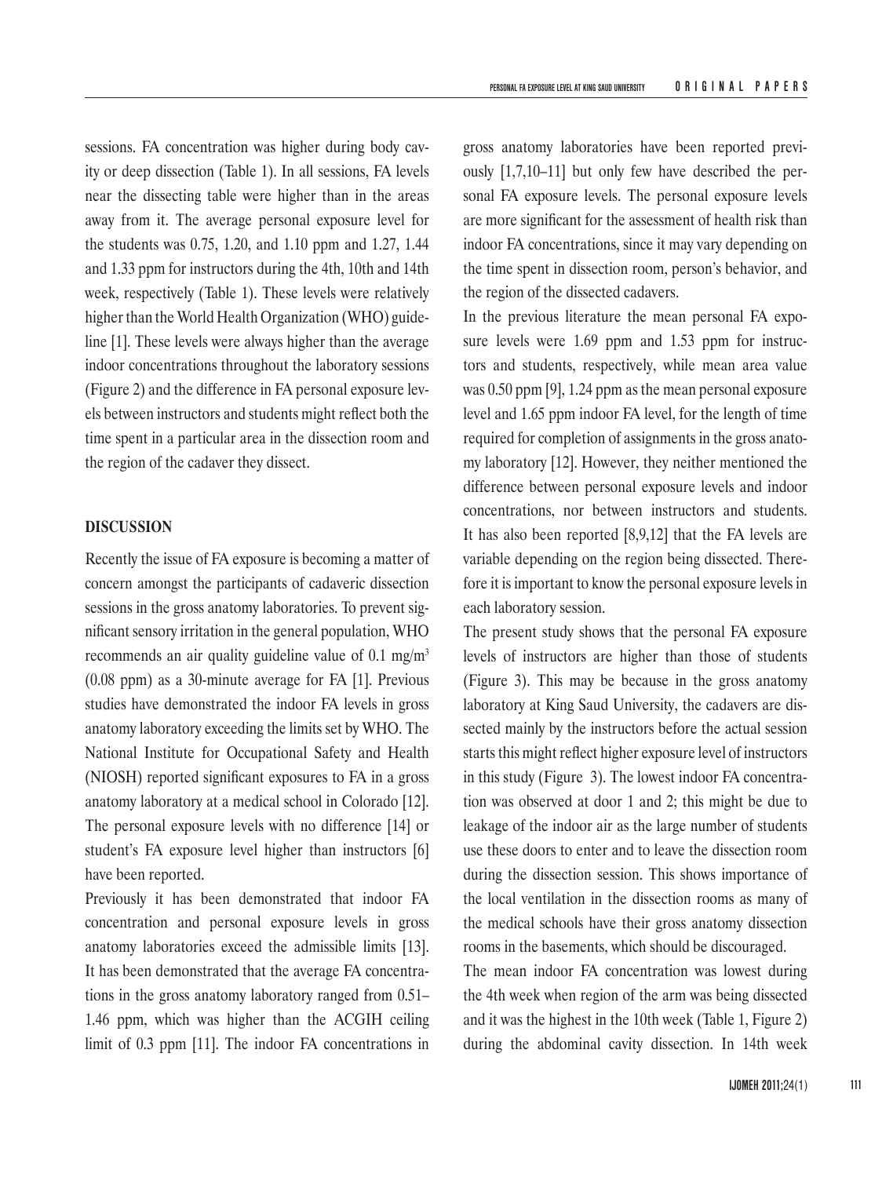sessions. FA concentration was higher during body cavity or deep dissection (Table 1). In all sessions, FA levels near the dissecting table were higher than in the areas away from it. The average personal exposure level for the students was 0.75, 1.20, and 1.10 ppm and 1.27, 1.44 and 1.33 ppm for instructors during the 4th, 10th and 14th week, respectively (Table 1). These levels were relatively higher than the World Health Organization (WHO) guideline [1]. These levels were always higher than the average indoor concentrations throughout the laboratory sessions (Figure 2) and the difference in FA personal exposure levels between instructors and students might reflect both the time spent in a particular area in the dissection room and the region of the cadaver they dissect.

## DISCUSSION

Recently the issue of FA exposure is becoming a matter of concern amongst the participants of cadaveric dissection sessions in the gross anatomy laboratories. To prevent significant sensory irritation in the general population, WHO recommends an air quality guideline value of 0.1 $mg/m^3$ (0.08 ppm) as a 30-minute average for FA [1]. Previous studies have demonstrated the indoor FA levels in gross anatomy laboratory exceeding the limits set by WHO. The National Institute for Occupational Safety and Health (NIOSH) reported significant exposures to FA in a gross anatomy laboratory at a medical school in Colorado [12]. The personal exposure levels with no difference [14] or student's FA exposure level higher than instructors [6] have been reported.

Previously it has been demonstrated that indoor FA concentration and personal exposure levels in gross anatomy laboratories exceed the admissible limits [13]. It has been demonstrated that the average FA concentrations in the gross anatomy laboratory ranged from 0.51–1.46 ppm, which was higher than the ACGIH ceiling limit of 0.3 ppm [11]. The indoor FA concentrations in gross anatomy laboratories have been reported previously [1,7,10–11] but only few have described the personal FA exposure levels. The personal exposure levels are more significant for the assessment of health risk than indoor FA concentrations, since it may vary depending on the time spent in dissection room, person's behavior, and the region of the dissected cadavers.

In the previous literature the mean personal FA exposure levels were 1.69 ppm and 1.53 ppm for instructors and students, respectively, while mean area value was 0.50 ppm [9], 1.24 ppm as the mean personal exposure level and 1.65 ppm indoor FA level, for the length of time required for completion of assignments in the gross anatomy laboratory [12]. However, they neither mentioned the difference between personal exposure levels and indoor concentrations, nor between instructors and students. It has also been reported [8,9,12] that the FA levels are variable depending on the region being dissected. Therefore it is important to know the personal exposure levels in each laboratory session.

The present study shows that the personal FA exposure levels of instructors are higher than those of students (Figure 3). This may be because in the gross anatomy laboratory at King Saud University, the cadavers are dissected mainly by the instructors before the actual session starts this might reflect higher exposure level of instructors in this study (Figure 3). The lowest indoor FA concentration was observed at door 1 and 2; this might be due to leakage of the indoor air as the large number of students use these doors to enter and to leave the dissection room during the dissection session. This shows importance of the local ventilation in the dissection rooms as many of the medical schools have their gross anatomy dissection rooms in the basements, which should be discouraged.

The mean indoor FA concentration was lowest during the 4th week when region of the arm was being dissected and it was the highest in the 10th week (Table 1, Figure 2) during the abdominal cavity dissection. In 14th week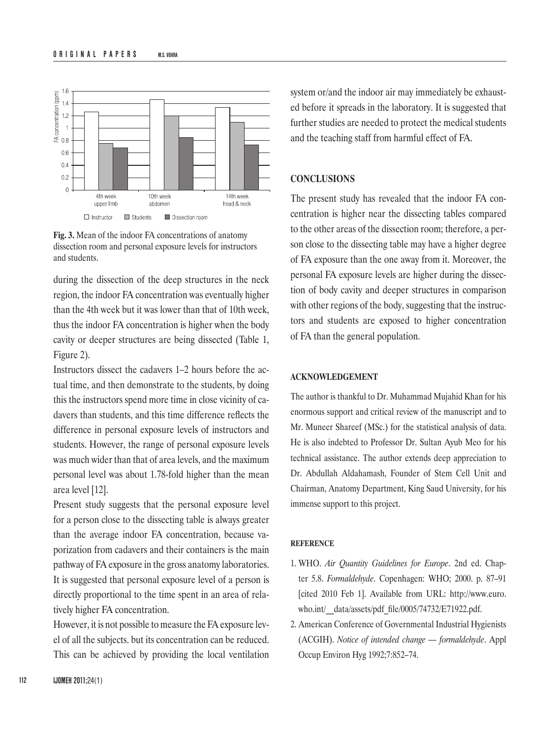Fig. 3. Mean of the indoor FA concentrations of anatomy dissection room and personal exposure levels for instructors and students.

during the dissection of the deep structures in the neck region, the indoor FA concentration was eventually higher than the 4th week but it was lower than that of 10th week, thus the indoor FA concentration is higher when the body cavity or deeper structures are being dissected (Table 1, Figure 2).

Instructors dissect the cadavers 1–2 hours before the actual time, and then demonstrate to the students, by doing this the instructors spend more time in close vicinity of cadavers than students, and this time difference reflects the difference in personal exposure levels of instructors and students. However, the range of personal exposure levels was much wider than that of area levels, and the maximum personal level was about 1.78-fold higher than the mean area level [12].

Present study suggests that the personal exposure level for a person close to the dissecting table is always greater than the average indoor FA concentration, because vaporization from cadavers and their containers is the main pathway of FA exposure in the gross anatomy laboratories. It is suggested that personal exposure level of a person is directly proportional to the time spent in an area of relatively higher FA concentration.

However, it is not possible to measure the FA exposure level of all the subjects. but its concentration can be reduced. This can be achieved by providing the local ventilation system or/and the indoor air may immediately be exhausted before it spreads in the laboratory. It is suggested that further studies are needed to protect the medical students and the teaching staff from harmful effect of FA.

## CONCLUSIONS

The present study has revealed that the indoor FA concentration is higher near the dissecting tables compared to the other areas of the dissection room; therefore, a person close to the dissecting table may have a higher degree of FA exposure than the one away from it. Moreover, the personal FA exposure levels are higher during the dissection of body cavity and deeper structures in comparison with other regions of the body, suggesting that the instructors and students are exposed to higher concentration of FA than the general population.

### ACKNOWLEDGEMENT

The author is thankful to Dr. Muhammad Mujahid Khan for his enormous support and critical review of the manuscript and to Mr. Muneer Shareef (MSc.) for the statistical analysis of data. He is also indebted to Professor Dr. Sultan Ayub Meo for his technical assistance. The author extends deep appreciation to Dr. Abdullah Aldahamash, Founder of Stem Cell Unit and Chairman, Anatomy Department, King Saud University, for his immense support to this project.

### REFERENCE

1. WHO. *Air Quantity Guidelines for Europe*. 2nd ed. Chapter 5.8. *Formaldehyde*. Copenhagen: WHO; 2000. p. 87–91 [cited 2010 Feb 1]. Available from URL: http://www.euro.who.int/__data/assets/pdf_file/0005/74732/E71922.pdf.
2. American Conference of Governmental Industrial Hygienists (ACGIH). *Notice of intended change — formaldehyde*. Appl Occup Environ Hyg 1992;7:852–74.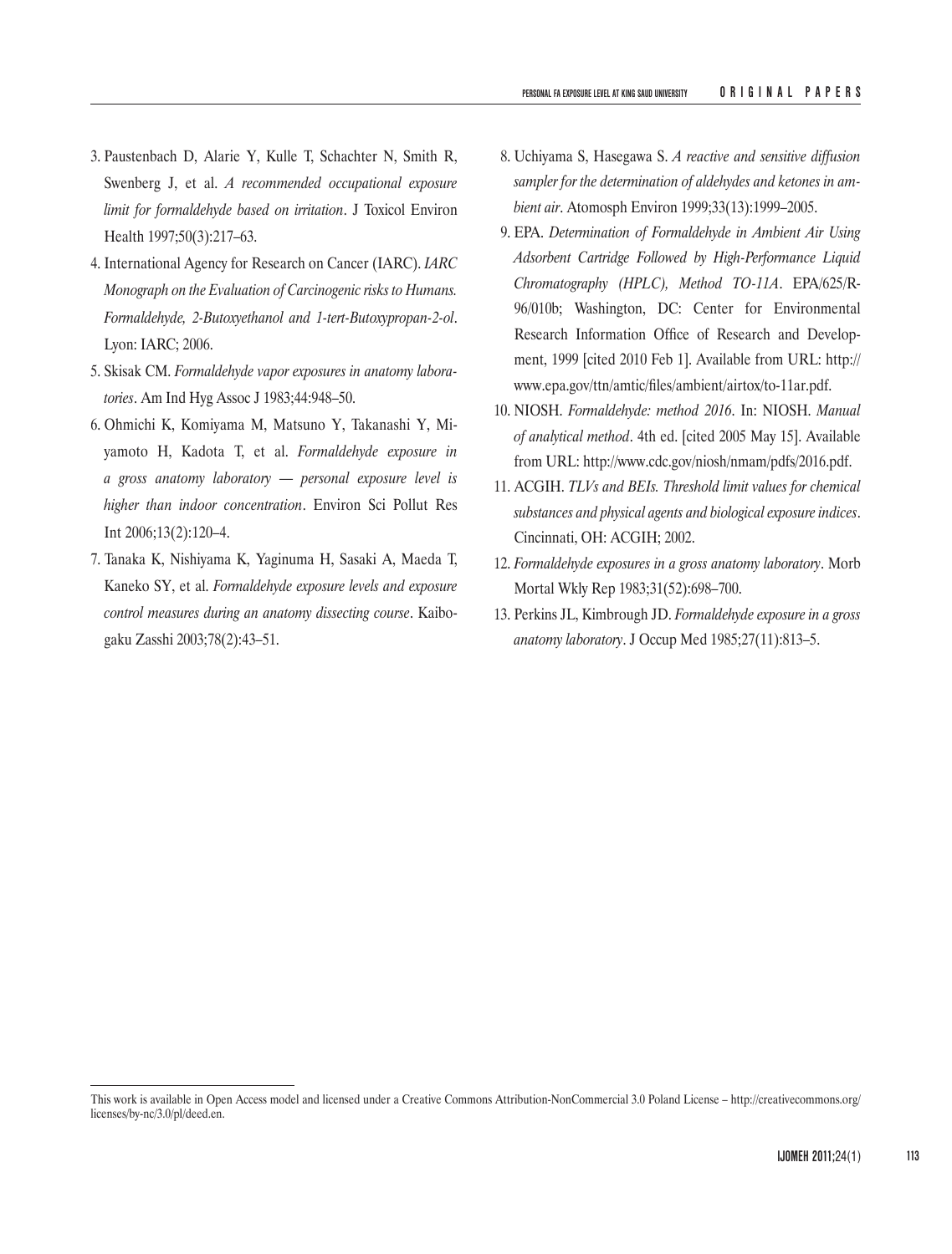3. Paustenbach D, Alarie Y, Kulle T, Schachter N, Smith R, Swenberg J, et al. *A recommended occupational exposure limit for formaldehyde based on irritation*. J Toxicol Environ Health 1997;50(3):217–63.
4. International Agency for Research on Cancer (IARC). *IARC Monograph on the Evaluation of Carcinogenic risks to Humans. Formaldehyde, 2-Butoxyethanol and 1-tert-Butoxypropan-2-ol*. Lyon: IARC; 2006.
5. Skisak CM. *Formaldehyde vapor exposures in anatomy laboratories*. Am Ind Hyg Assoc J 1983;44:948–50.
6. Ohmichi K, Komiyama M, Matsuno Y, Takanashi Y, Miyamoto H, Kadota T, et al. *Formaldehyde exposure in a gross anatomy laboratory — personal exposure level is higher than indoor concentration*. Environ Sci Pollut Res Int 2006;13(2):120–4.
7. Tanaka K, Nishiyama K, Yaginuma H, Sasaki A, Maeda T, Kaneko SY, et al. *Formaldehyde exposure levels and exposure control measures during an anatomy dissecting course*. Kaibogaku Zasshi 2003;78(2):43–51.
8. Uchiyama S, Hasegawa S. *A reactive and sensitive diffusion sampler for the determination of aldehydes and ketones in ambient air*. Atomosph Environ 1999;33(13):1999–2005.
9. EPA. *Determination of Formaldehyde in Ambient Air Using Adsorbent Cartridge Followed by High-Performance Liquid Chromatography (HPLC), Method TO-11A*. EPA/625/R-96/010b; Washington, DC: Center for Environmental Research Information Office of Research and Development, 1999 [cited 2010 Feb 1]. Available from URL: http://www.epa.gov/ttn/amtic/files/ambient/airtox/to-11ar.pdf.
10. NIOSH. *Formaldehyde: method 2016*. In: NIOSH. *Manual of analytical method*. 4th ed. [cited 2005 May 15]. Available from URL: http://www.cdc.gov/niosh/nmam/pdfs/2016.pdf.
11. ACGIH. *TLVs and BEIs. Threshold limit values for chemical substances and physical agents and biological exposure indices*. Cincinnati, OH: ACGIH; 2002.
12. *Formaldehyde exposures in a gross anatomy laboratory*. Morb Mortal Wkly Rep 1983;31(52):698–700.
13. Perkins JL, Kimbrough JD. *Formaldehyde exposure in a gross anatomy laboratory*. J Occup Med 1985;27(11):813–5.

This work is available in Open Access model and licensed under a Creative Commons Attribution-NonCommercial 3.0 Poland License – http://creativecommons.org/licenses/by-nc/3.0/pl/deed.en.